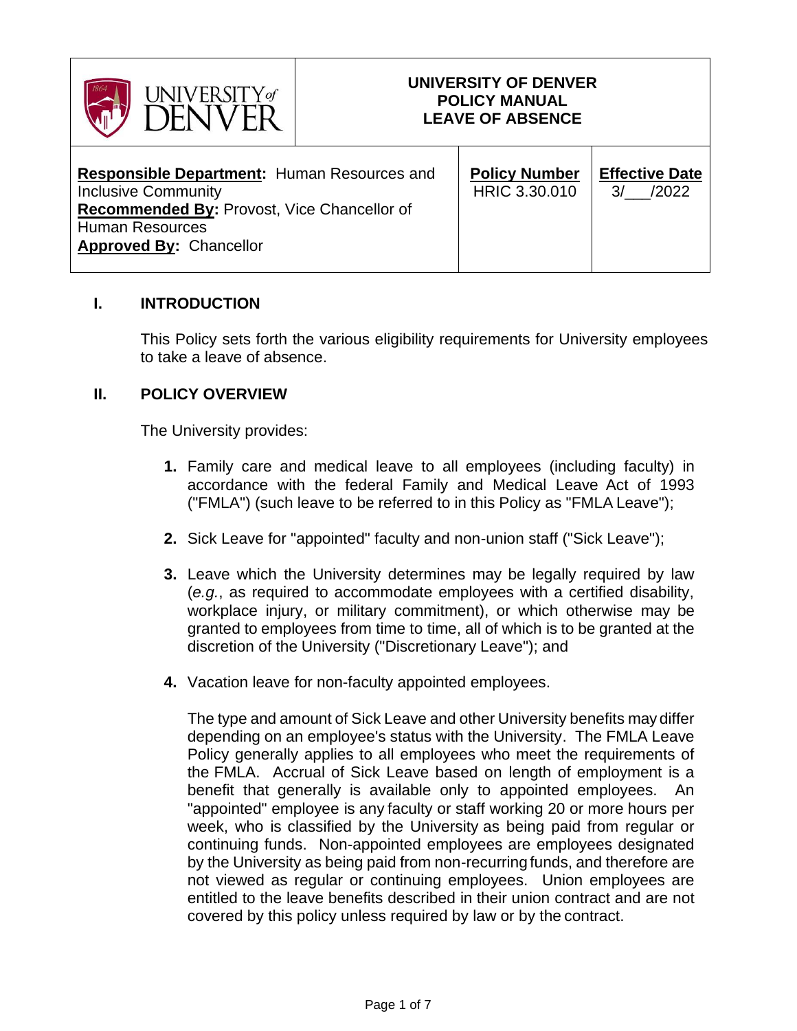| UNIVERSITY of DENVER | UNIVERSITY OF DENVER<br>POLICY MANUAL<br>LEAVE OF ABSENCE | |
|---|---|---|
| **Responsible Department:** Human Resources and Inclusive Community<br>**Recommended By:** Provost, Vice Chancellor of Human Resources<br>**Approved By:** Chancellor | **Policy Number**<br>HRIC 3.30.010 | **Effective Date**<br>3/___/2022 |

## I. INTRODUCTION

This Policy sets forth the various eligibility requirements for University employees to take a leave of absence.

## II. POLICY OVERVIEW

The University provides:

1. Family care and medical leave to all employees (including faculty) in accordance with the federal Family and Medical Leave Act of 1993 ("FMLA") (such leave to be referred to in this Policy as "FMLA Leave");

2. Sick Leave for "appointed" faculty and non-union staff ("Sick Leave");

3. Leave which the University determines may be legally required by law (*e.g.*, as required to accommodate employees with a certified disability, workplace injury, or military commitment), or which otherwise may be granted to employees from time to time, all of which is to be granted at the discretion of the University ("Discretionary Leave"); and

4. Vacation leave for non-faculty appointed employees.

   The type and amount of Sick Leave and other University benefits may differ depending on an employee's status with the University. The FMLA Leave Policy generally applies to all employees who meet the requirements of the FMLA. Accrual of Sick Leave based on length of employment is a benefit that generally is available only to appointed employees. An "appointed" employee is any faculty or staff working 20 or more hours per week, who is classified by the University as being paid from regular or continuing funds. Non-appointed employees are employees designated by the University as being paid from non-recurring funds, and therefore are not viewed as regular or continuing employees. Union employees are entitled to the leave benefits described in their union contract and are not covered by this policy unless required by law or by the contract.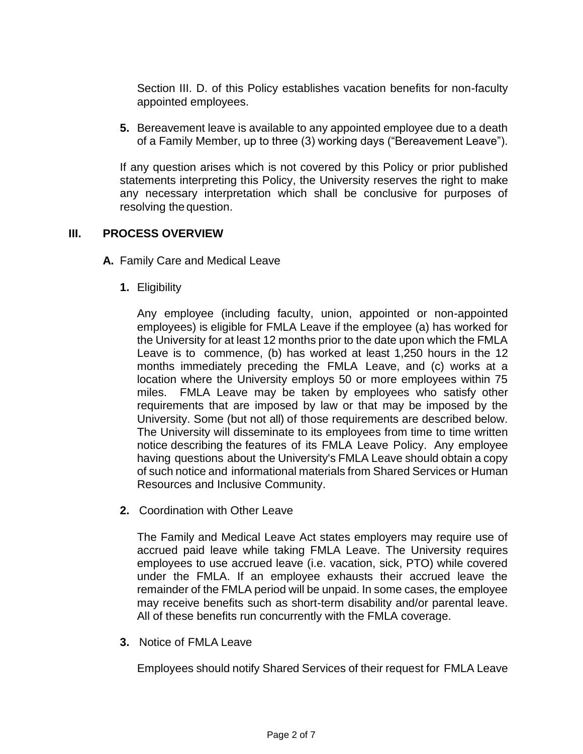Section III. D. of this Policy establishes vacation benefits for non-faculty appointed employees.

5. Bereavement leave is available to any appointed employee due to a death of a Family Member, up to three (3) working days ("Bereavement Leave").

If any question arises which is not covered by this Policy or prior published statements interpreting this Policy, the University reserves the right to make any necessary interpretation which shall be conclusive for purposes of resolving the question.

## III. PROCESS OVERVIEW

### A. Family Care and Medical Leave

#### 1. Eligibility

Any employee (including faculty, union, appointed or non-appointed employees) is eligible for FMLA Leave if the employee (a) has worked for the University for at least 12 months prior to the date upon which the FMLA Leave is to commence, (b) has worked at least 1,250 hours in the 12 months immediately preceding the FMLA Leave, and (c) works at a location where the University employs 50 or more employees within 75 miles. FMLA Leave may be taken by employees who satisfy other requirements that are imposed by law or that may be imposed by the University. Some (but not all) of those requirements are described below. The University will disseminate to its employees from time to time written notice describing the features of its FMLA Leave Policy. Any employee having questions about the University's FMLA Leave should obtain a copy of such notice and informational materials from Shared Services or Human Resources and Inclusive Community.

#### 2. Coordination with Other Leave

The Family and Medical Leave Act states employers may require use of accrued paid leave while taking FMLA Leave. The University requires employees to use accrued leave (i.e. vacation, sick, PTO) while covered under the FMLA. If an employee exhausts their accrued leave the remainder of the FMLA period will be unpaid. In some cases, the employee may receive benefits such as short-term disability and/or parental leave. All of these benefits run concurrently with the FMLA coverage.

#### 3. Notice of FMLA Leave

Employees should notify Shared Services of their request for FMLA Leave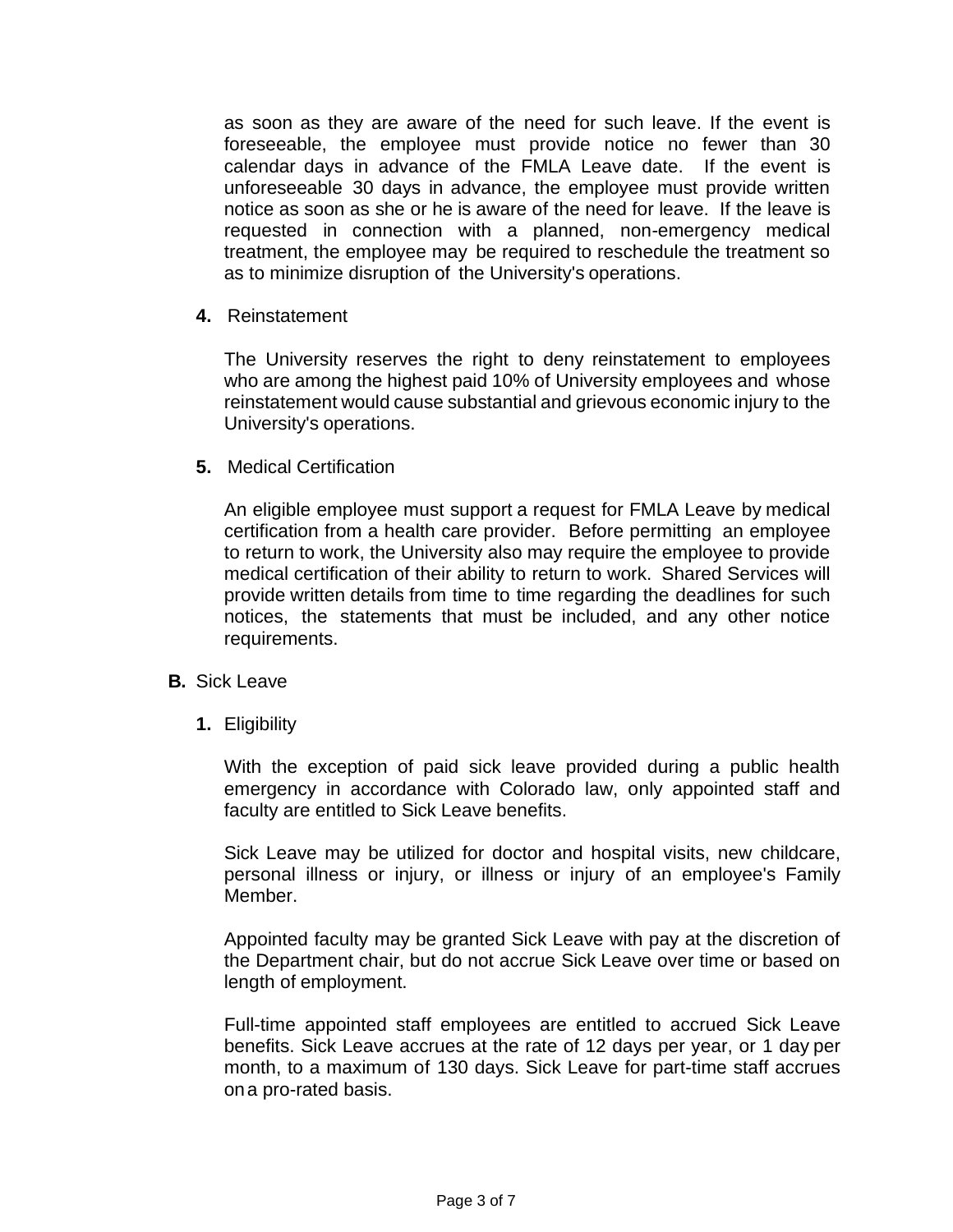as soon as they are aware of the need for such leave. If the event is foreseeable, the employee must provide notice no fewer than 30 calendar days in advance of the FMLA Leave date. If the event is unforeseeable 30 days in advance, the employee must provide written notice as soon as she or he is aware of the need for leave. If the leave is requested in connection with a planned, non-emergency medical treatment, the employee may be required to reschedule the treatment so as to minimize disruption of the University's operations.

**4.** Reinstatement

The University reserves the right to deny reinstatement to employees who are among the highest paid 10% of University employees and whose reinstatement would cause substantial and grievous economic injury to the University's operations.

**5.** Medical Certification

An eligible employee must support a request for FMLA Leave by medical certification from a health care provider. Before permitting an employee to return to work, the University also may require the employee to provide medical certification of their ability to return to work. Shared Services will provide written details from time to time regarding the deadlines for such notices, the statements that must be included, and any other notice requirements.

**B.** Sick Leave

**1.** Eligibility

With the exception of paid sick leave provided during a public health emergency in accordance with Colorado law, only appointed staff and faculty are entitled to Sick Leave benefits.

Sick Leave may be utilized for doctor and hospital visits, new childcare, personal illness or injury, or illness or injury of an employee's Family Member.

Appointed faculty may be granted Sick Leave with pay at the discretion of the Department chair, but do not accrue Sick Leave over time or based on length of employment.

Full-time appointed staff employees are entitled to accrued Sick Leave benefits. Sick Leave accrues at the rate of 12 days per year, or 1 day per month, to a maximum of 130 days. Sick Leave for part-time staff accrues on a pro-rated basis.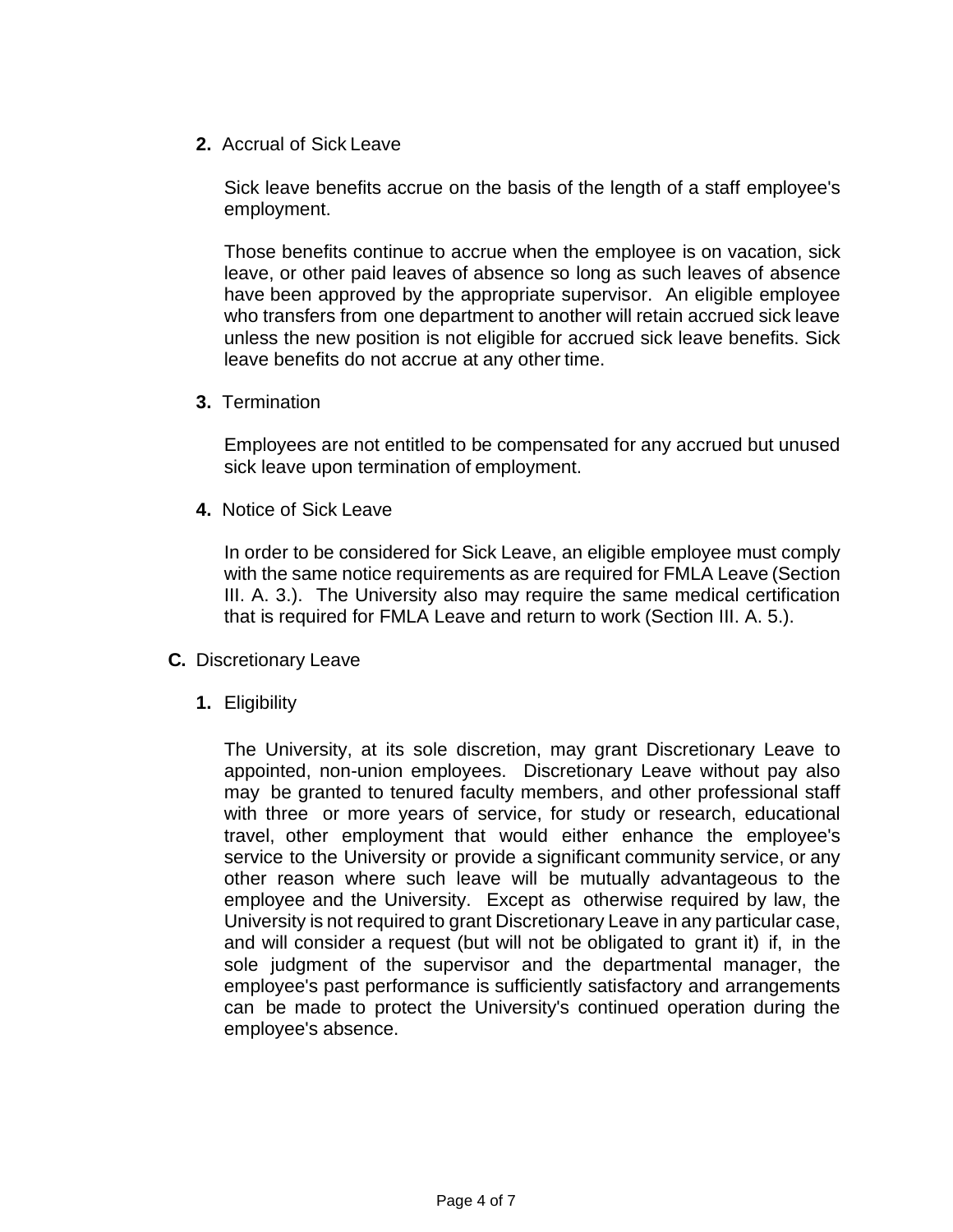**2.** Accrual of Sick Leave

Sick leave benefits accrue on the basis of the length of a staff employee's employment.

Those benefits continue to accrue when the employee is on vacation, sick leave, or other paid leaves of absence so long as such leaves of absence have been approved by the appropriate supervisor. An eligible employee who transfers from one department to another will retain accrued sick leave unless the new position is not eligible for accrued sick leave benefits. Sick leave benefits do not accrue at any other time.

**3.** Termination

Employees are not entitled to be compensated for any accrued but unused sick leave upon termination of employment.

**4.** Notice of Sick Leave

In order to be considered for Sick Leave, an eligible employee must comply with the same notice requirements as are required for FMLA Leave (Section III. A. 3.). The University also may require the same medical certification that is required for FMLA Leave and return to work (Section III. A. 5.).

**C.** Discretionary Leave

**1.** Eligibility

The University, at its sole discretion, may grant Discretionary Leave to appointed, non-union employees. Discretionary Leave without pay also may be granted to tenured faculty members, and other professional staff with three or more years of service, for study or research, educational travel, other employment that would either enhance the employee's service to the University or provide a significant community service, or any other reason where such leave will be mutually advantageous to the employee and the University. Except as otherwise required by law, the University is not required to grant Discretionary Leave in any particular case, and will consider a request (but will not be obligated to grant it) if, in the sole judgment of the supervisor and the departmental manager, the employee's past performance is sufficiently satisfactory and arrangements can be made to protect the University's continued operation during the employee's absence.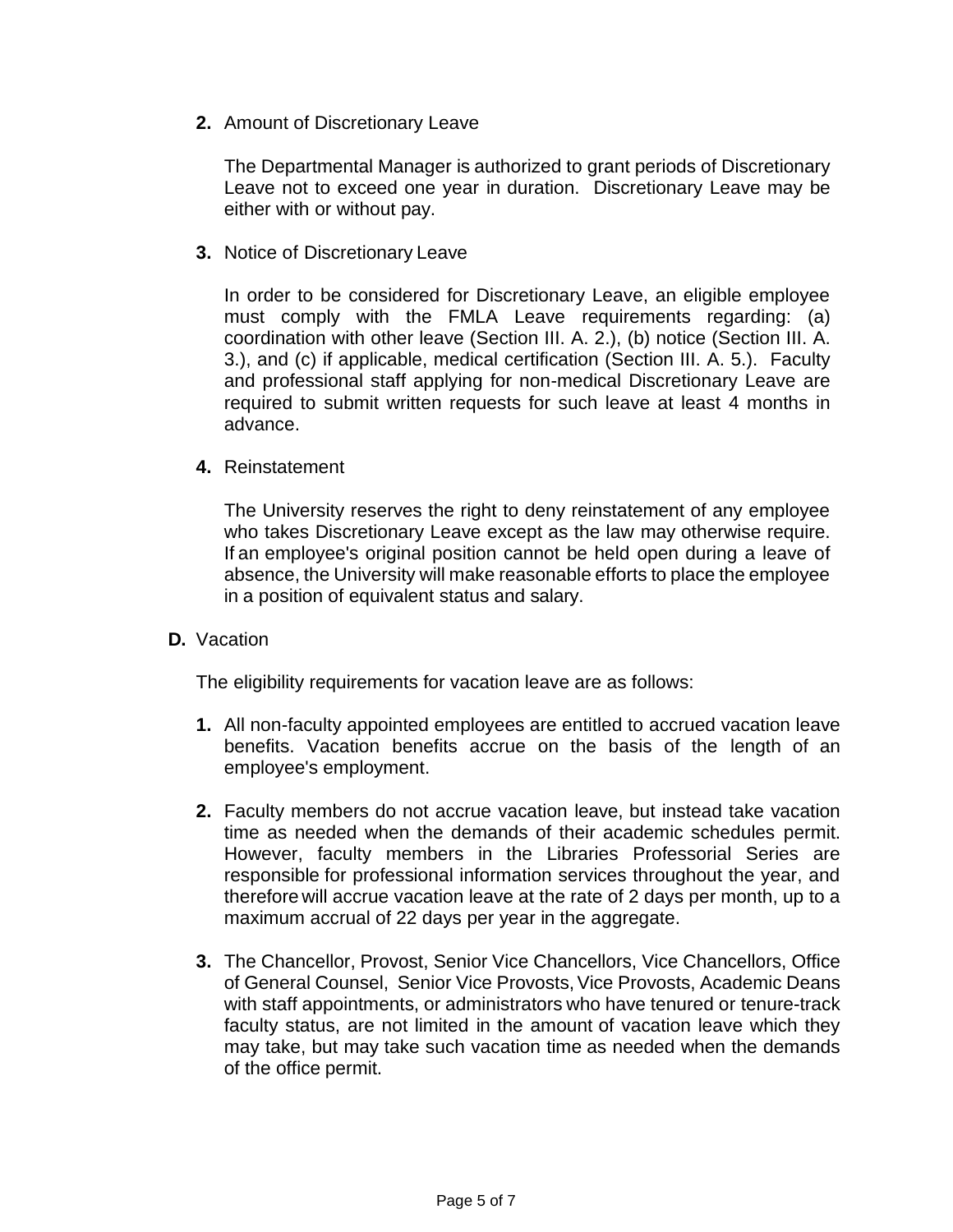**2.** Amount of Discretionary Leave

The Departmental Manager is authorized to grant periods of Discretionary Leave not to exceed one year in duration. Discretionary Leave may be either with or without pay.

**3.** Notice of Discretionary Leave

In order to be considered for Discretionary Leave, an eligible employee must comply with the FMLA Leave requirements regarding: (a) coordination with other leave (Section III. A. 2.), (b) notice (Section III. A. 3.), and (c) if applicable, medical certification (Section III. A. 5.). Faculty and professional staff applying for non-medical Discretionary Leave are required to submit written requests for such leave at least 4 months in advance.

**4.** Reinstatement

The University reserves the right to deny reinstatement of any employee who takes Discretionary Leave except as the law may otherwise require. If an employee's original position cannot be held open during a leave of absence, the University will make reasonable efforts to place the employee in a position of equivalent status and salary.

**D.** Vacation

The eligibility requirements for vacation leave are as follows:

**1.** All non-faculty appointed employees are entitled to accrued vacation leave benefits. Vacation benefits accrue on the basis of the length of an employee's employment.

**2.** Faculty members do not accrue vacation leave, but instead take vacation time as needed when the demands of their academic schedules permit. However, faculty members in the Libraries Professorial Series are responsible for professional information services throughout the year, and therefore will accrue vacation leave at the rate of 2 days per month, up to a maximum accrual of 22 days per year in the aggregate.

**3.** The Chancellor, Provost, Senior Vice Chancellors, Vice Chancellors, Office of General Counsel, Senior Vice Provosts, Vice Provosts, Academic Deans with staff appointments, or administrators who have tenured or tenure-track faculty status, are not limited in the amount of vacation leave which they may take, but may take such vacation time as needed when the demands of the office permit.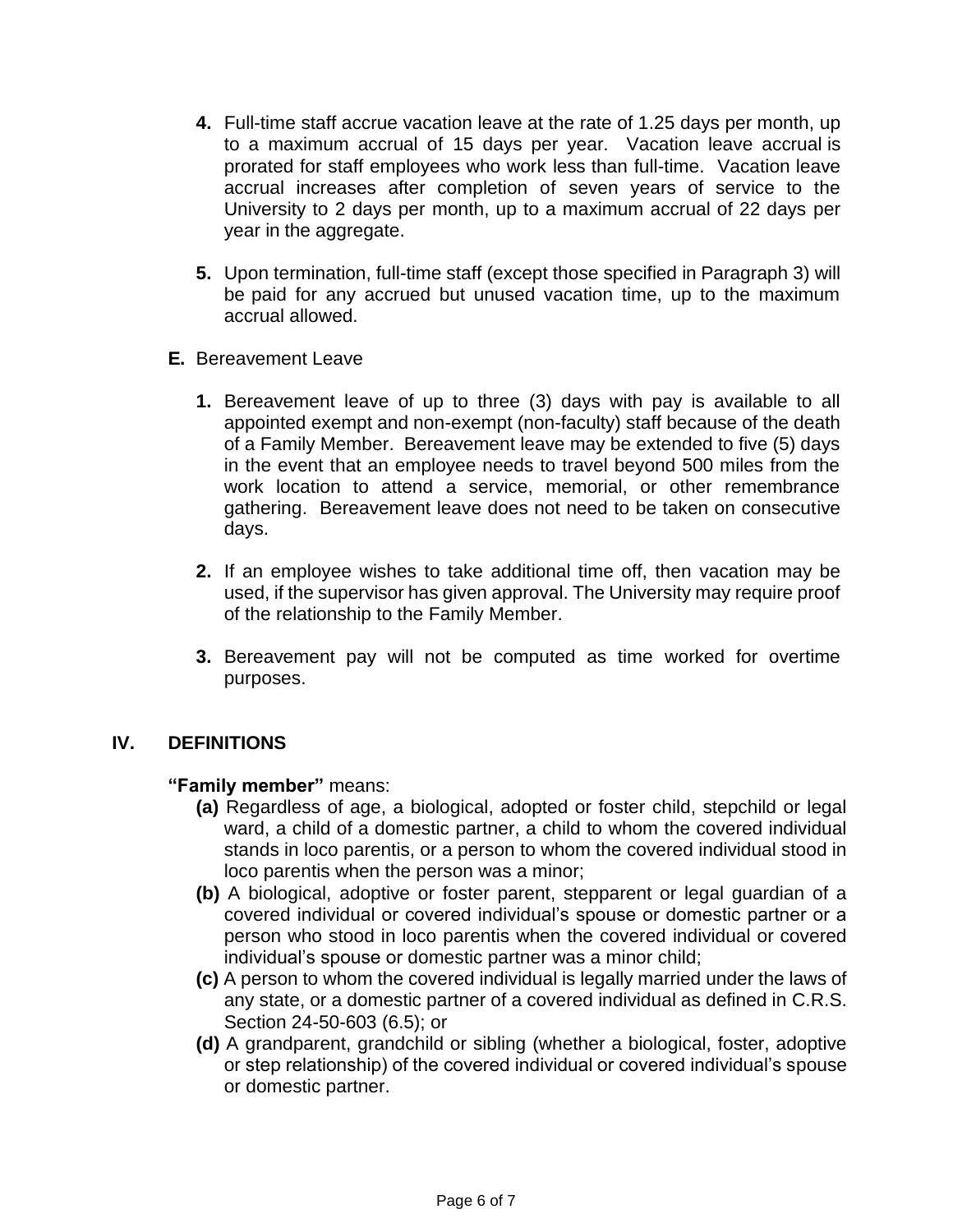4. Full-time staff accrue vacation leave at the rate of 1.25 days per month, up to a maximum accrual of 15 days per year. Vacation leave accrual is prorated for staff employees who work less than full-time. Vacation leave accrual increases after completion of seven years of service to the University to 2 days per month, up to a maximum accrual of 22 days per year in the aggregate.

5. Upon termination, full-time staff (except those specified in Paragraph 3) will be paid for any accrued but unused vacation time, up to the maximum accrual allowed.

**E.** Bereavement Leave

1. Bereavement leave of up to three (3) days with pay is available to all appointed exempt and non-exempt (non-faculty) staff because of the death of a Family Member. Bereavement leave may be extended to five (5) days in the event that an employee needs to travel beyond 500 miles from the work location to attend a service, memorial, or other remembrance gathering. Bereavement leave does not need to be taken on consecutive days.

2. If an employee wishes to take additional time off, then vacation may be used, if the supervisor has given approval. The University may require proof of the relationship to the Family Member.

3. Bereavement pay will not be computed as time worked for overtime purposes.

## IV. DEFINITIONS

**"Family member"** means:

**(a)** Regardless of age, a biological, adopted or foster child, stepchild or legal ward, a child of a domestic partner, a child to whom the covered individual stands in loco parentis, or a person to whom the covered individual stood in loco parentis when the person was a minor;

**(b)** A biological, adoptive or foster parent, stepparent or legal guardian of a covered individual or covered individual's spouse or domestic partner or a person who stood in loco parentis when the covered individual or covered individual's spouse or domestic partner was a minor child;

**(c)** A person to whom the covered individual is legally married under the laws of any state, or a domestic partner of a covered individual as defined in C.R.S. Section 24-50-603 (6.5); or

**(d)** A grandparent, grandchild or sibling (whether a biological, foster, adoptive or step relationship) of the covered individual or covered individual's spouse or domestic partner.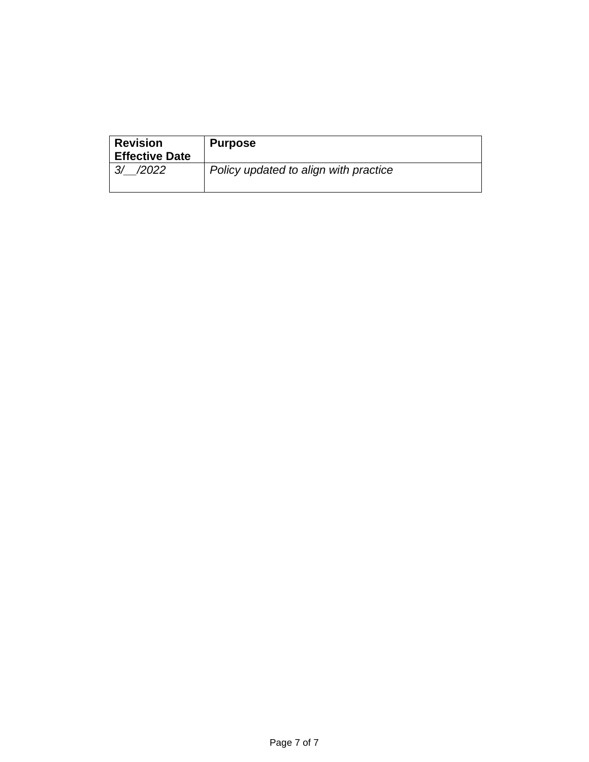| **Revision Effective Date** | **Purpose** |
|---|---|
| *3/__/2022* | *Policy updated to align with practice* |